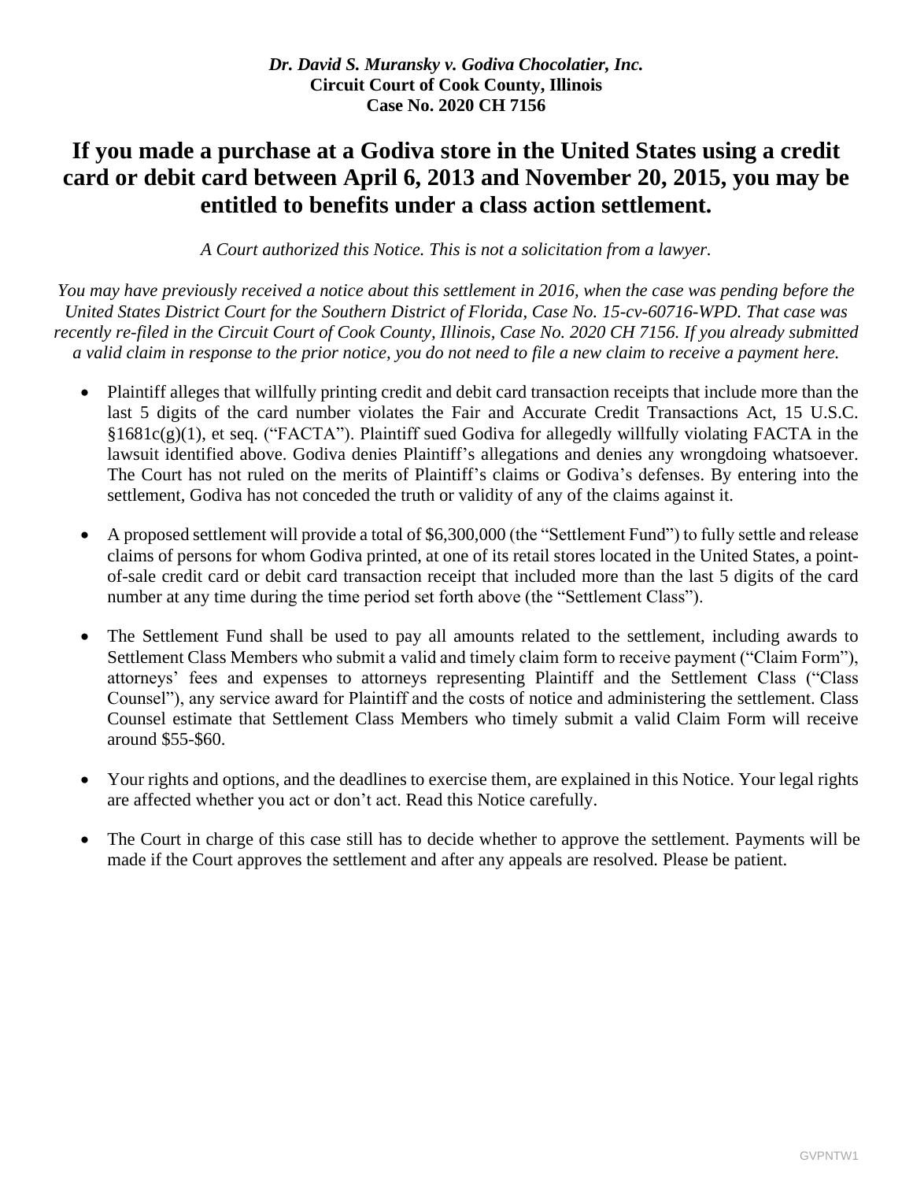***Dr. David S. Muransky v. Godiva Chocolatier, Inc.***
**Circuit Court of Cook County, Illinois**
**Case No. 2020 CH 7156**

# If you made a purchase at a Godiva store in the United States using a credit card or debit card between April 6, 2013 and November 20, 2015, you may be entitled to benefits under a class action settlement.

*A Court authorized this Notice. This is not a solicitation from a lawyer.*

*You may have previously received a notice about this settlement in 2016, when the case was pending before the United States District Court for the Southern District of Florida, Case No. 15-cv-60716-WPD. That case was recently re-filed in the Circuit Court of Cook County, Illinois, Case No. 2020 CH 7156. If you already submitted a valid claim in response to the prior notice, you do not need to file a new claim to receive a payment here.*

- Plaintiff alleges that willfully printing credit and debit card transaction receipts that include more than the last 5 digits of the card number violates the Fair and Accurate Credit Transactions Act, 15 U.S.C. §1681c(g)(1), et seq. ("FACTA"). Plaintiff sued Godiva for allegedly willfully violating FACTA in the lawsuit identified above. Godiva denies Plaintiff's allegations and denies any wrongdoing whatsoever. The Court has not ruled on the merits of Plaintiff's claims or Godiva's defenses. By entering into the settlement, Godiva has not conceded the truth or validity of any of the claims against it.

- A proposed settlement will provide a total of $6,300,000 (the "Settlement Fund") to fully settle and release claims of persons for whom Godiva printed, at one of its retail stores located in the United States, a point-of-sale credit card or debit card transaction receipt that included more than the last 5 digits of the card number at any time during the time period set forth above (the "Settlement Class").

- The Settlement Fund shall be used to pay all amounts related to the settlement, including awards to Settlement Class Members who submit a valid and timely claim form to receive payment ("Claim Form"), attorneys' fees and expenses to attorneys representing Plaintiff and the Settlement Class ("Class Counsel"), any service award for Plaintiff and the costs of notice and administering the settlement. Class Counsel estimate that Settlement Class Members who timely submit a valid Claim Form will receive around $55-$60.

- Your rights and options, and the deadlines to exercise them, are explained in this Notice. Your legal rights are affected whether you act or don't act. Read this Notice carefully.

- The Court in charge of this case still has to decide whether to approve the settlement. Payments will be made if the Court approves the settlement and after any appeals are resolved. Please be patient.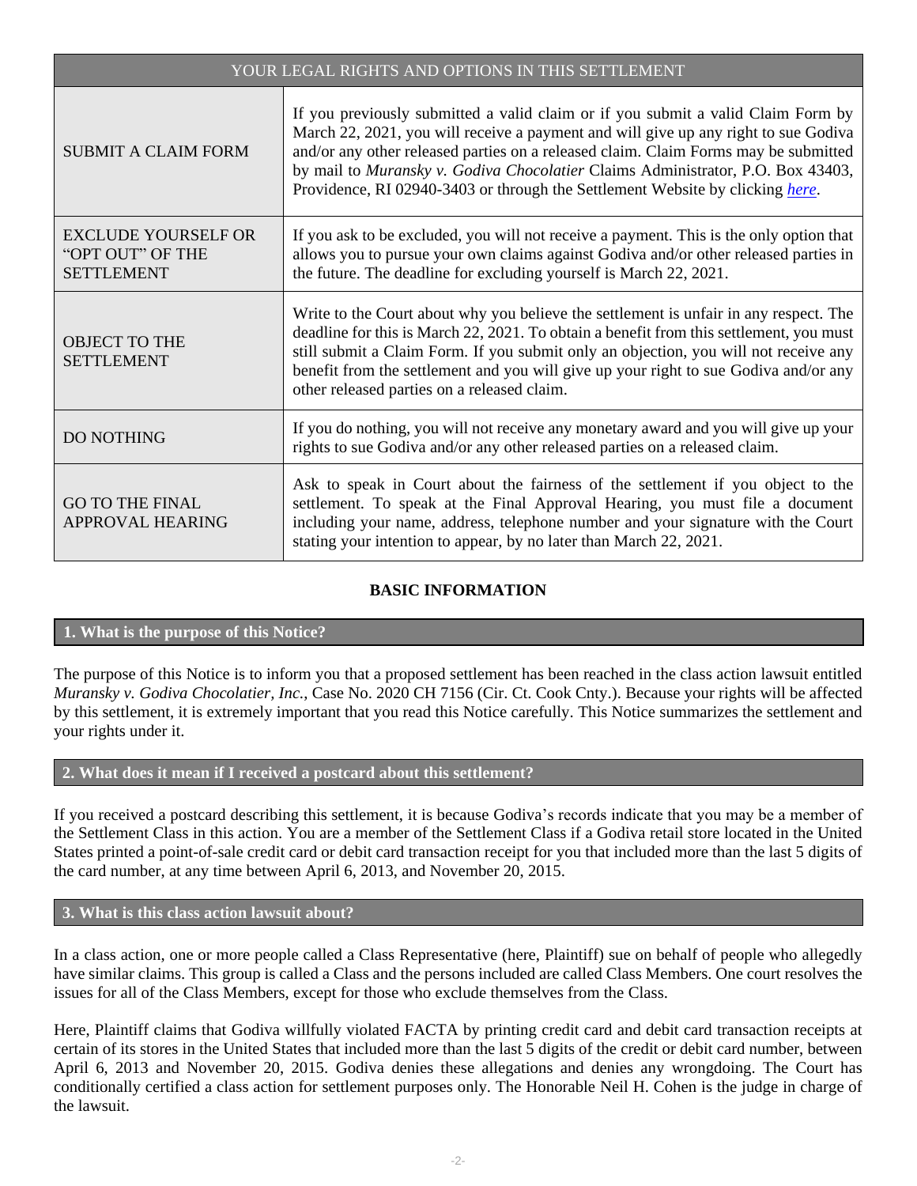| YOUR LEGAL RIGHTS AND OPTIONS IN THIS SETTLEMENT | |
|---|---|
| SUBMIT A CLAIM FORM | If you previously submitted a valid claim or if you submit a valid Claim Form by March 22, 2021, you will receive a payment and will give up any right to sue Godiva and/or any other released parties on a released claim. Claim Forms may be submitted by mail to *Muransky v. Godiva Chocolatier* Claims Administrator, P.O. Box 43403, Providence, RI 02940-3403 or through the Settlement Website by clicking *here*. |
| EXCLUDE YOURSELF OR "OPT OUT" OF THE SETTLEMENT | If you ask to be excluded, you will not receive a payment. This is the only option that allows you to pursue your own claims against Godiva and/or other released parties in the future. The deadline for excluding yourself is March 22, 2021. |
| OBJECT TO THE SETTLEMENT | Write to the Court about why you believe the settlement is unfair in any respect. The deadline for this is March 22, 2021. To obtain a benefit from this settlement, you must still submit a Claim Form. If you submit only an objection, you will not receive any benefit from the settlement and you will give up your right to sue Godiva and/or any other released parties on a released claim. |
| DO NOTHING | If you do nothing, you will not receive any monetary award and you will give up your rights to sue Godiva and/or any other released parties on a released claim. |
| GO TO THE FINAL APPROVAL HEARING | Ask to speak in Court about the fairness of the settlement if you object to the settlement. To speak at the Final Approval Hearing, you must file a document including your name, address, telephone number and your signature with the Court stating your intention to appear, by no later than March 22, 2021. |

## BASIC INFORMATION

### 1. What is the purpose of this Notice?

The purpose of this Notice is to inform you that a proposed settlement has been reached in the class action lawsuit entitled *Muransky v. Godiva Chocolatier, Inc.*, Case No. 2020 CH 7156 (Cir. Ct. Cook Cnty.). Because your rights will be affected by this settlement, it is extremely important that you read this Notice carefully. This Notice summarizes the settlement and your rights under it.

### 2. What does it mean if I received a postcard about this settlement?

If you received a postcard describing this settlement, it is because Godiva's records indicate that you may be a member of the Settlement Class in this action. You are a member of the Settlement Class if a Godiva retail store located in the United States printed a point-of-sale credit card or debit card transaction receipt for you that included more than the last 5 digits of the card number, at any time between April 6, 2013, and November 20, 2015.

### 3. What is this class action lawsuit about?

In a class action, one or more people called a Class Representative (here, Plaintiff) sue on behalf of people who allegedly have similar claims. This group is called a Class and the persons included are called Class Members. One court resolves the issues for all of the Class Members, except for those who exclude themselves from the Class.

Here, Plaintiff claims that Godiva willfully violated FACTA by printing credit card and debit card transaction receipts at certain of its stores in the United States that included more than the last 5 digits of the credit or debit card number, between April 6, 2013 and November 20, 2015. Godiva denies these allegations and denies any wrongdoing. The Court has conditionally certified a class action for settlement purposes only. The Honorable Neil H. Cohen is the judge in charge of the lawsuit.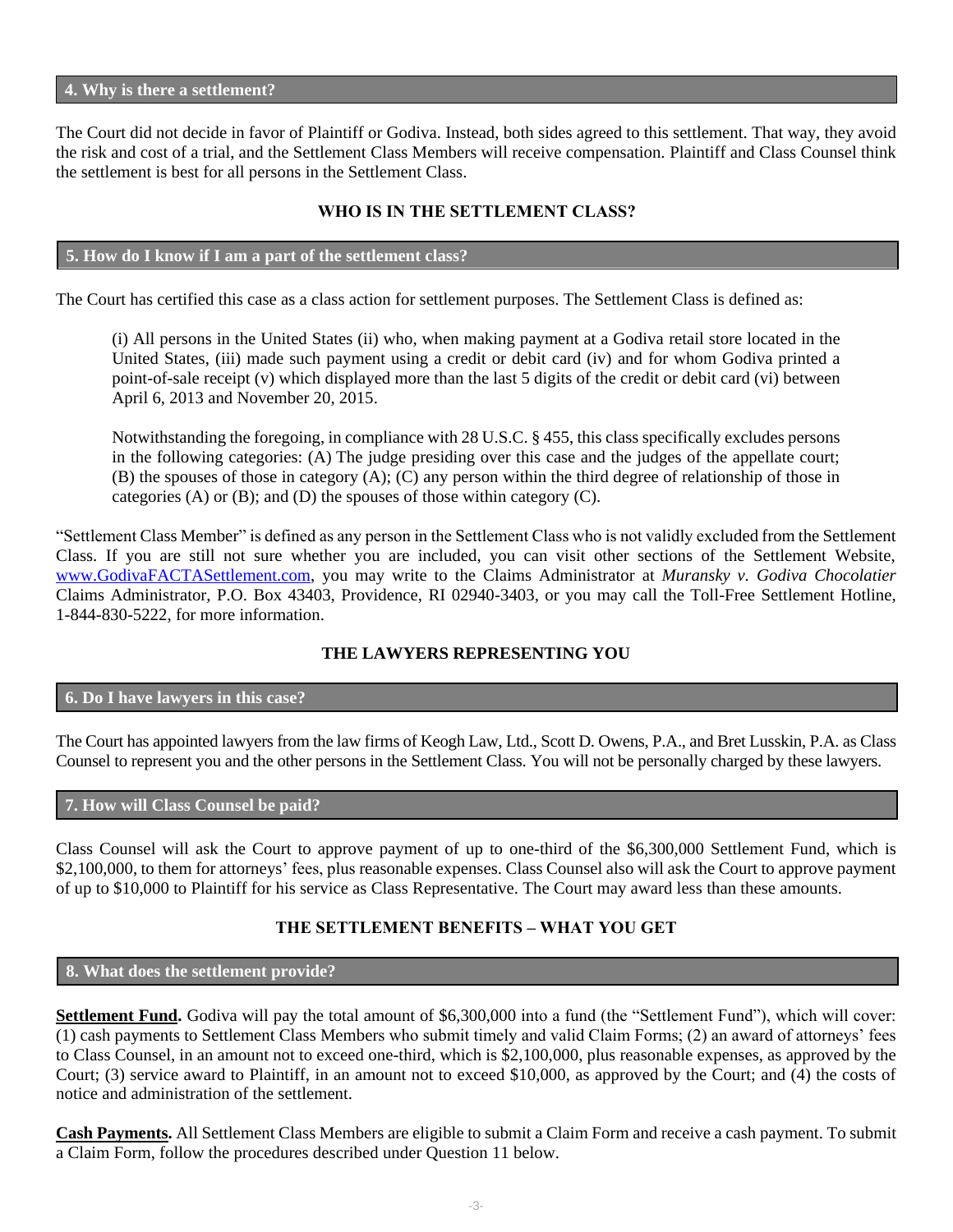### 4. Why is there a settlement?

The Court did not decide in favor of Plaintiff or Godiva. Instead, both sides agreed to this settlement. That way, they avoid the risk and cost of a trial, and the Settlement Class Members will receive compensation. Plaintiff and Class Counsel think the settlement is best for all persons in the Settlement Class.

## WHO IS IN THE SETTLEMENT CLASS?

### 5. How do I know if I am a part of the settlement class?

The Court has certified this case as a class action for settlement purposes. The Settlement Class is defined as:

> (i) All persons in the United States (ii) who, when making payment at a Godiva retail store located in the United States, (iii) made such payment using a credit or debit card (iv) and for whom Godiva printed a point-of-sale receipt (v) which displayed more than the last 5 digits of the credit or debit card (vi) between April 6, 2013 and November 20, 2015.
>
> Notwithstanding the foregoing, in compliance with 28 U.S.C. § 455, this class specifically excludes persons in the following categories: (A) The judge presiding over this case and the judges of the appellate court; (B) the spouses of those in category (A); (C) any person within the third degree of relationship of those in categories (A) or (B); and (D) the spouses of those within category (C).

"Settlement Class Member" is defined as any person in the Settlement Class who is not validly excluded from the Settlement Class. If you are still not sure whether you are included, you can visit other sections of the Settlement Website, www.GodivaFACTASettlement.com, you may write to the Claims Administrator at *Muransky v. Godiva Chocolatier* Claims Administrator, P.O. Box 43403, Providence, RI 02940-3403, or you may call the Toll-Free Settlement Hotline, 1-844-830-5222, for more information.

## THE LAWYERS REPRESENTING YOU

### 6. Do I have lawyers in this case?

The Court has appointed lawyers from the law firms of Keogh Law, Ltd., Scott D. Owens, P.A., and Bret Lusskin, P.A. as Class Counsel to represent you and the other persons in the Settlement Class. You will not be personally charged by these lawyers.

### 7. How will Class Counsel be paid?

Class Counsel will ask the Court to approve payment of up to one-third of the $6,300,000 Settlement Fund, which is $2,100,000, to them for attorneys' fees, plus reasonable expenses. Class Counsel also will ask the Court to approve payment of up to $10,000 to Plaintiff for his service as Class Representative. The Court may award less than these amounts.

## THE SETTLEMENT BENEFITS – WHAT YOU GET

### 8. What does the settlement provide?

**Settlement Fund.** Godiva will pay the total amount of $6,300,000 into a fund (the "Settlement Fund"), which will cover: (1) cash payments to Settlement Class Members who submit timely and valid Claim Forms; (2) an award of attorneys' fees to Class Counsel, in an amount not to exceed one-third, which is $2,100,000, plus reasonable expenses, as approved by the Court; (3) service award to Plaintiff, in an amount not to exceed $10,000, as approved by the Court; and (4) the costs of notice and administration of the settlement.

**Cash Payments.** All Settlement Class Members are eligible to submit a Claim Form and receive a cash payment. To submit a Claim Form, follow the procedures described under Question 11 below.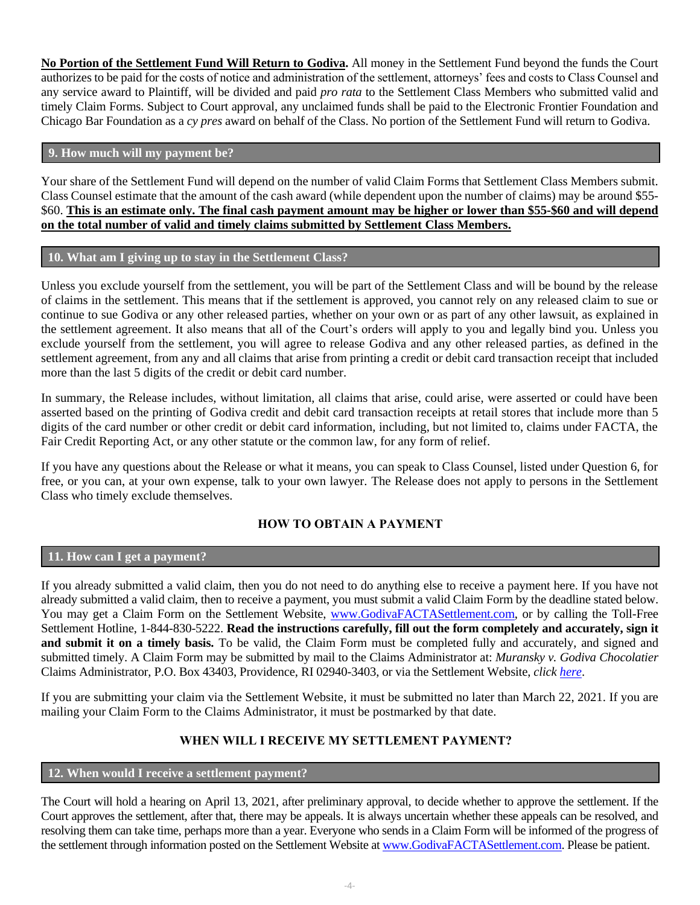**No Portion of the Settlement Fund Will Return to Godiva.** All money in the Settlement Fund beyond the funds the Court authorizes to be paid for the costs of notice and administration of the settlement, attorneys' fees and costs to Class Counsel and any service award to Plaintiff, will be divided and paid *pro rata* to the Settlement Class Members who submitted valid and timely Claim Forms. Subject to Court approval, any unclaimed funds shall be paid to the Electronic Frontier Foundation and Chicago Bar Foundation as a *cy pres* award on behalf of the Class. No portion of the Settlement Fund will return to Godiva.

### 9. How much will my payment be?

Your share of the Settlement Fund will depend on the number of valid Claim Forms that Settlement Class Members submit. Class Counsel estimate that the amount of the cash award (while dependent upon the number of claims) may be around $55-$60. **This is an estimate only. The final cash payment amount may be higher or lower than $55-$60 and will depend on the total number of valid and timely claims submitted by Settlement Class Members.**

### 10. What am I giving up to stay in the Settlement Class?

Unless you exclude yourself from the settlement, you will be part of the Settlement Class and will be bound by the release of claims in the settlement. This means that if the settlement is approved, you cannot rely on any released claim to sue or continue to sue Godiva or any other released parties, whether on your own or as part of any other lawsuit, as explained in the settlement agreement. It also means that all of the Court's orders will apply to you and legally bind you. Unless you exclude yourself from the settlement, you will agree to release Godiva and any other released parties, as defined in the settlement agreement, from any and all claims that arise from printing a credit or debit card transaction receipt that included more than the last 5 digits of the credit or debit card number.

In summary, the Release includes, without limitation, all claims that arise, could arise, were asserted or could have been asserted based on the printing of Godiva credit and debit card transaction receipts at retail stores that include more than 5 digits of the card number or other credit or debit card information, including, but not limited to, claims under FACTA, the Fair Credit Reporting Act, or any other statute or the common law, for any form of relief.

If you have any questions about the Release or what it means, you can speak to Class Counsel, listed under Question 6, for free, or you can, at your own expense, talk to your own lawyer. The Release does not apply to persons in the Settlement Class who timely exclude themselves.

## HOW TO OBTAIN A PAYMENT

### 11. How can I get a payment?

If you already submitted a valid claim, then you do not need to do anything else to receive a payment here. If you have not already submitted a valid claim, then to receive a payment, you must submit a valid Claim Form by the deadline stated below. You may get a Claim Form on the Settlement Website, www.GodivaFACTASettlement.com, or by calling the Toll-Free Settlement Hotline, 1-844-830-5222. **Read the instructions carefully, fill out the form completely and accurately, sign it and submit it on a timely basis.** To be valid, the Claim Form must be completed fully and accurately, and signed and submitted timely. A Claim Form may be submitted by mail to the Claims Administrator at: *Muransky v. Godiva Chocolatier* Claims Administrator, P.O. Box 43403, Providence, RI 02940-3403, or via the Settlement Website, *click here*.

If you are submitting your claim via the Settlement Website, it must be submitted no later than March 22, 2021. If you are mailing your Claim Form to the Claims Administrator, it must be postmarked by that date.

## WHEN WILL I RECEIVE MY SETTLEMENT PAYMENT?

### 12. When would I receive a settlement payment?

The Court will hold a hearing on April 13, 2021, after preliminary approval, to decide whether to approve the settlement. If the Court approves the settlement, after that, there may be appeals. It is always uncertain whether these appeals can be resolved, and resolving them can take time, perhaps more than a year. Everyone who sends in a Claim Form will be informed of the progress of the settlement through information posted on the Settlement Website at www.GodivaFACTASettlement.com. Please be patient.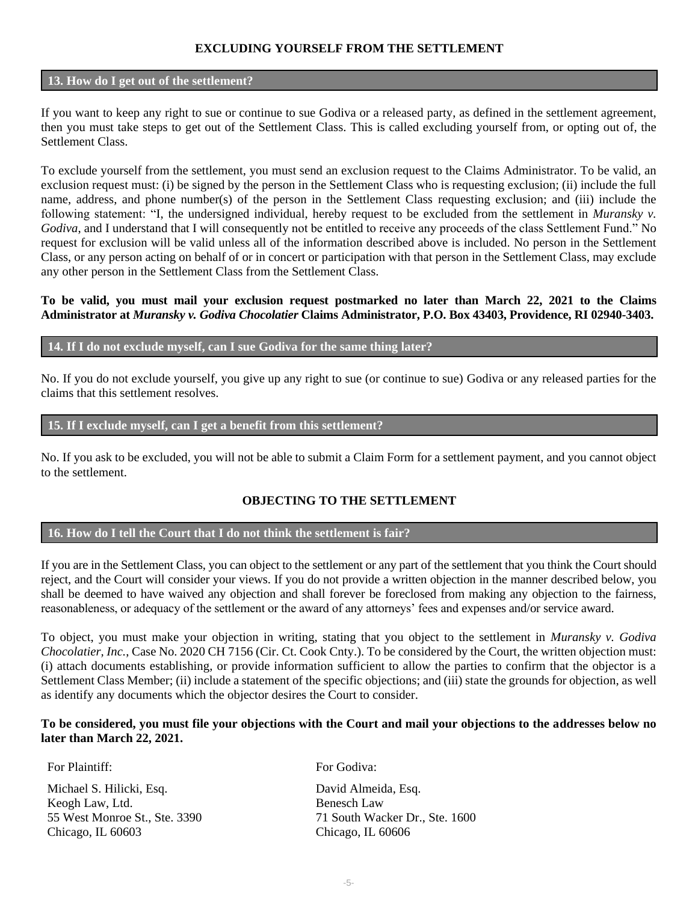## EXCLUDING YOURSELF FROM THE SETTLEMENT

### 13. How do I get out of the settlement?

If you want to keep any right to sue or continue to sue Godiva or a released party, as defined in the settlement agreement, then you must take steps to get out of the Settlement Class. This is called excluding yourself from, or opting out of, the Settlement Class.

To exclude yourself from the settlement, you must send an exclusion request to the Claims Administrator. To be valid, an exclusion request must: (i) be signed by the person in the Settlement Class who is requesting exclusion; (ii) include the full name, address, and phone number(s) of the person in the Settlement Class requesting exclusion; and (iii) include the following statement: "I, the undersigned individual, hereby request to be excluded from the settlement in *Muransky v. Godiva*, and I understand that I will consequently not be entitled to receive any proceeds of the class Settlement Fund." No request for exclusion will be valid unless all of the information described above is included. No person in the Settlement Class, or any person acting on behalf of or in concert or participation with that person in the Settlement Class, may exclude any other person in the Settlement Class from the Settlement Class.

**To be valid, you must mail your exclusion request postmarked no later than March 22, 2021 to the Claims Administrator at *Muransky v. Godiva Chocolatier* Claims Administrator, P.O. Box 43403, Providence, RI 02940-3403.**

### 14. If I do not exclude myself, can I sue Godiva for the same thing later?

No. If you do not exclude yourself, you give up any right to sue (or continue to sue) Godiva or any released parties for the claims that this settlement resolves.

### 15. If I exclude myself, can I get a benefit from this settlement?

No. If you ask to be excluded, you will not be able to submit a Claim Form for a settlement payment, and you cannot object to the settlement.

## OBJECTING TO THE SETTLEMENT

### 16. How do I tell the Court that I do not think the settlement is fair?

If you are in the Settlement Class, you can object to the settlement or any part of the settlement that you think the Court should reject, and the Court will consider your views. If you do not provide a written objection in the manner described below, you shall be deemed to have waived any objection and shall forever be foreclosed from making any objection to the fairness, reasonableness, or adequacy of the settlement or the award of any attorneys' fees and expenses and/or service award.

To object, you must make your objection in writing, stating that you object to the settlement in *Muransky v. Godiva Chocolatier, Inc.*, Case No. 2020 CH 7156 (Cir. Ct. Cook Cnty.). To be considered by the Court, the written objection must: (i) attach documents establishing, or provide information sufficient to allow the parties to confirm that the objector is a Settlement Class Member; (ii) include a statement of the specific objections; and (iii) state the grounds for objection, as well as identify any documents which the objector desires the Court to consider.

**To be considered, you must file your objections with the Court and mail your objections to the addresses below no later than March 22, 2021.**

For Plaintiff:

Michael S. Hilicki, Esq.
Keogh Law, Ltd.
55 West Monroe St., Ste. 3390
Chicago, IL 60603

For Godiva:

David Almeida, Esq.
Benesch Law
71 South Wacker Dr., Ste. 1600
Chicago, IL 60606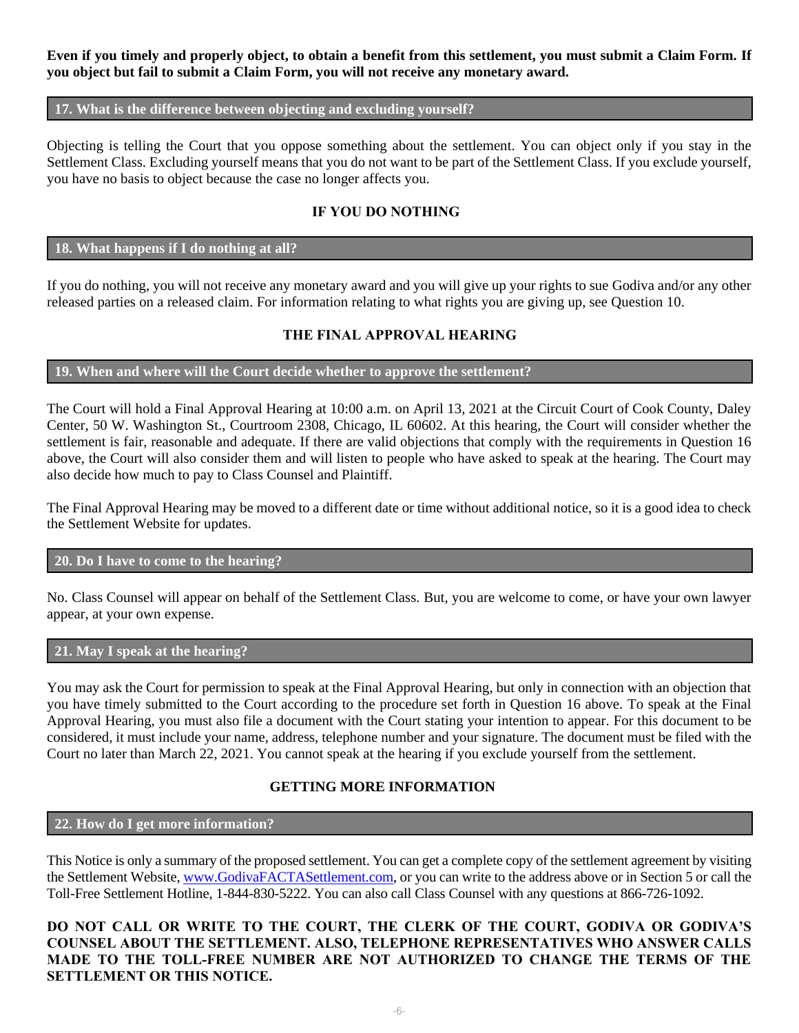**Even if you timely and properly object, to obtain a benefit from this settlement, you must submit a Claim Form. If you object but fail to submit a Claim Form, you will not receive any monetary award.**

### 17. What is the difference between objecting and excluding yourself?

Objecting is telling the Court that you oppose something about the settlement. You can object only if you stay in the Settlement Class. Excluding yourself means that you do not want to be part of the Settlement Class. If you exclude yourself, you have no basis to object because the case no longer affects you.

## IF YOU DO NOTHING

### 18. What happens if I do nothing at all?

If you do nothing, you will not receive any monetary award and you will give up your rights to sue Godiva and/or any other released parties on a released claim. For information relating to what rights you are giving up, see Question 10.

## THE FINAL APPROVAL HEARING

### 19. When and where will the Court decide whether to approve the settlement?

The Court will hold a Final Approval Hearing at 10:00 a.m. on April 13, 2021 at the Circuit Court of Cook County, Daley Center, 50 W. Washington St., Courtroom 2308, Chicago, IL 60602. At this hearing, the Court will consider whether the settlement is fair, reasonable and adequate. If there are valid objections that comply with the requirements in Question 16 above, the Court will also consider them and will listen to people who have asked to speak at the hearing. The Court may also decide how much to pay to Class Counsel and Plaintiff.

The Final Approval Hearing may be moved to a different date or time without additional notice, so it is a good idea to check the Settlement Website for updates.

### 20. Do I have to come to the hearing?

No. Class Counsel will appear on behalf of the Settlement Class. But, you are welcome to come, or have your own lawyer appear, at your own expense.

### 21. May I speak at the hearing?

You may ask the Court for permission to speak at the Final Approval Hearing, but only in connection with an objection that you have timely submitted to the Court according to the procedure set forth in Question 16 above. To speak at the Final Approval Hearing, you must also file a document with the Court stating your intention to appear. For this document to be considered, it must include your name, address, telephone number and your signature. The document must be filed with the Court no later than March 22, 2021. You cannot speak at the hearing if you exclude yourself from the settlement.

## GETTING MORE INFORMATION

### 22. How do I get more information?

This Notice is only a summary of the proposed settlement. You can get a complete copy of the settlement agreement by visiting the Settlement Website, www.GodivaFACTASettlement.com, or you can write to the address above or in Section 5 or call the Toll-Free Settlement Hotline, 1-844-830-5222. You can also call Class Counsel with any questions at 866-726-1092.

**DO NOT CALL OR WRITE TO THE COURT, THE CLERK OF THE COURT, GODIVA OR GODIVA'S COUNSEL ABOUT THE SETTLEMENT. ALSO, TELEPHONE REPRESENTATIVES WHO ANSWER CALLS MADE TO THE TOLL-FREE NUMBER ARE NOT AUTHORIZED TO CHANGE THE TERMS OF THE SETTLEMENT OR THIS NOTICE.**